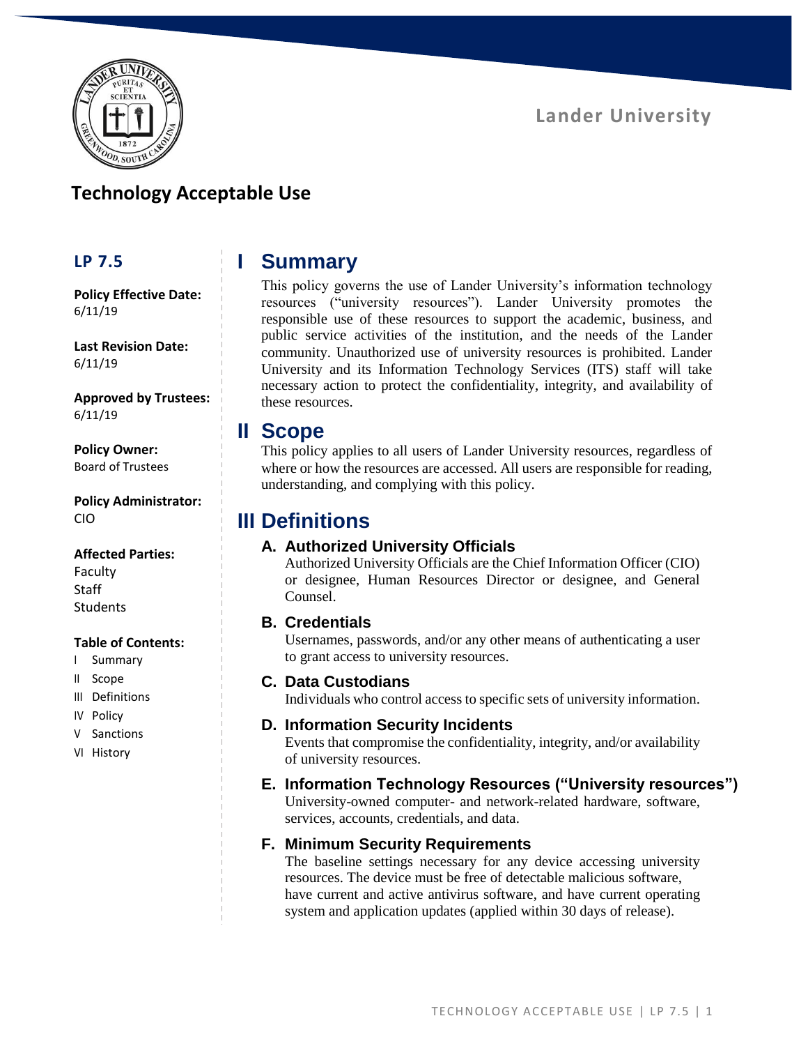Lander University

# Technology Acceptable Use

**LP 7.5**

**Policy Effective Date:**
6/11/19

**Last Revision Date:**
6/11/19

**Approved by Trustees:**
6/11/19

**Policy Owner:**
Board of Trustees

**Policy Administrator:**
CIO

**Affected Parties:**
Faculty
Staff
Students

**Table of Contents:**
- I Summary
- II Scope
- III Definitions
- IV Policy
- V Sanctions
- VI History

## I Summary

This policy governs the use of Lander University's information technology resources ("university resources"). Lander University promotes the responsible use of these resources to support the academic, business, and public service activities of the institution, and the needs of the Lander community. Unauthorized use of university resources is prohibited. Lander University and its Information Technology Services (ITS) staff will take necessary action to protect the confidentiality, integrity, and availability of these resources.

## II Scope

This policy applies to all users of Lander University resources, regardless of where or how the resources are accessed. All users are responsible for reading, understanding, and complying with this policy.

## III Definitions

### A. Authorized University Officials

Authorized University Officials are the Chief Information Officer (CIO) or designee, Human Resources Director or designee, and General Counsel.

### B. Credentials

Usernames, passwords, and/or any other means of authenticating a user to grant access to university resources.

### C. Data Custodians

Individuals who control access to specific sets of university information.

### D. Information Security Incidents

Events that compromise the confidentiality, integrity, and/or availability of university resources.

### E. Information Technology Resources ("University resources")

University-owned computer- and network-related hardware, software, services, accounts, credentials, and data.

### F. Minimum Security Requirements

The baseline settings necessary for any device accessing university resources. The device must be free of detectable malicious software, have current and active antivirus software, and have current operating system and application updates (applied within 30 days of release).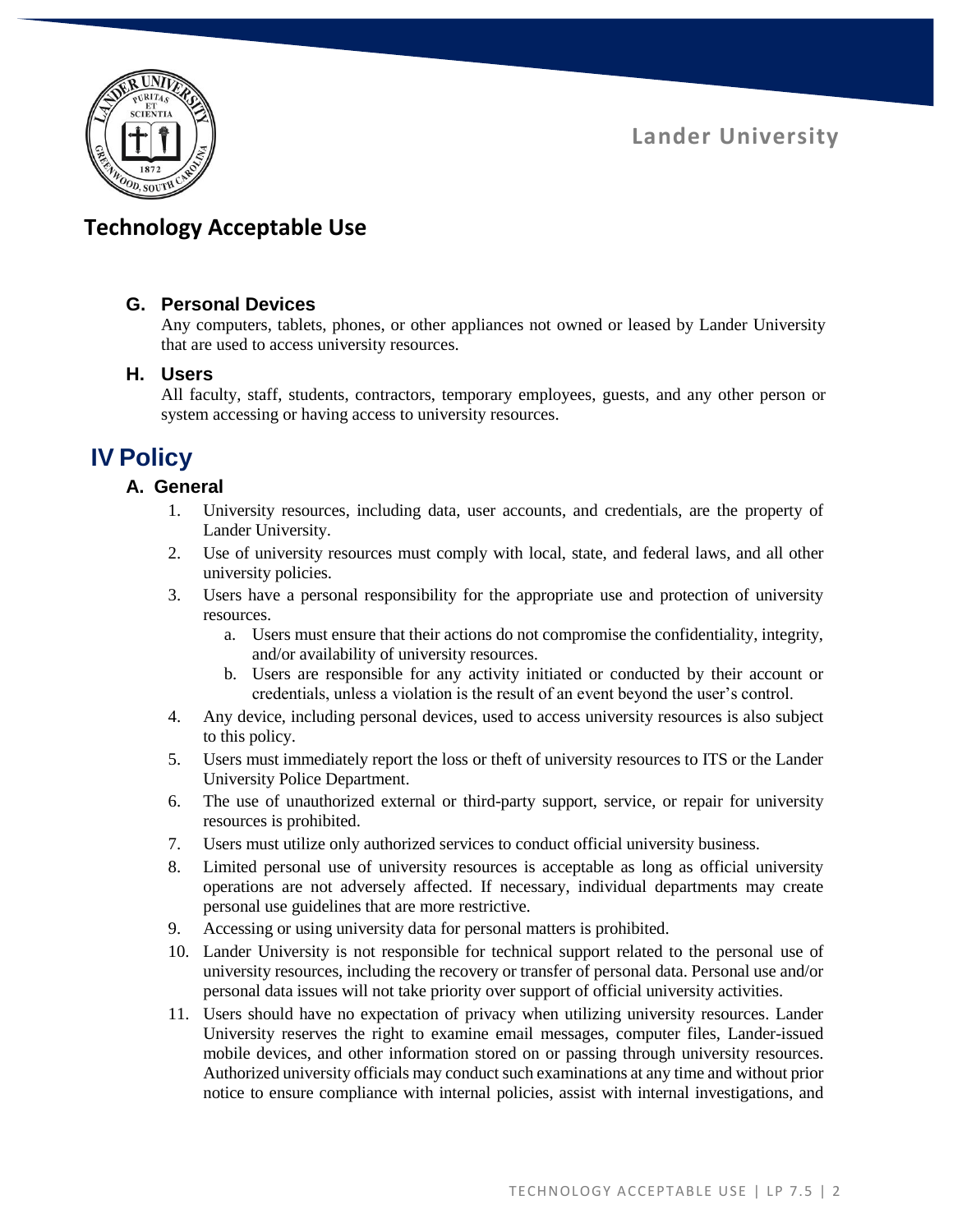### G. Personal Devices

Any computers, tablets, phones, or other appliances not owned or leased by Lander University that are used to access university resources.

### H. Users

All faculty, staff, students, contractors, temporary employees, guests, and any other person or system accessing or having access to university resources.

## IV Policy

### A. General

1. University resources, including data, user accounts, and credentials, are the property of Lander University.
2. Use of university resources must comply with local, state, and federal laws, and all other university policies.
3. Users have a personal responsibility for the appropriate use and protection of university resources.
   a. Users must ensure that their actions do not compromise the confidentiality, integrity, and/or availability of university resources.
   b. Users are responsible for any activity initiated or conducted by their account or credentials, unless a violation is the result of an event beyond the user's control.
4. Any device, including personal devices, used to access university resources is also subject to this policy.
5. Users must immediately report the loss or theft of university resources to ITS or the Lander University Police Department.
6. The use of unauthorized external or third-party support, service, or repair for university resources is prohibited.
7. Users must utilize only authorized services to conduct official university business.
8. Limited personal use of university resources is acceptable as long as official university operations are not adversely affected. If necessary, individual departments may create personal use guidelines that are more restrictive.
9. Accessing or using university data for personal matters is prohibited.
10. Lander University is not responsible for technical support related to the personal use of university resources, including the recovery or transfer of personal data. Personal use and/or personal data issues will not take priority over support of official university activities.
11. Users should have no expectation of privacy when utilizing university resources. Lander University reserves the right to examine email messages, computer files, Lander-issued mobile devices, and other information stored on or passing through university resources. Authorized university officials may conduct such examinations at any time and without prior notice to ensure compliance with internal policies, assist with internal investigations, and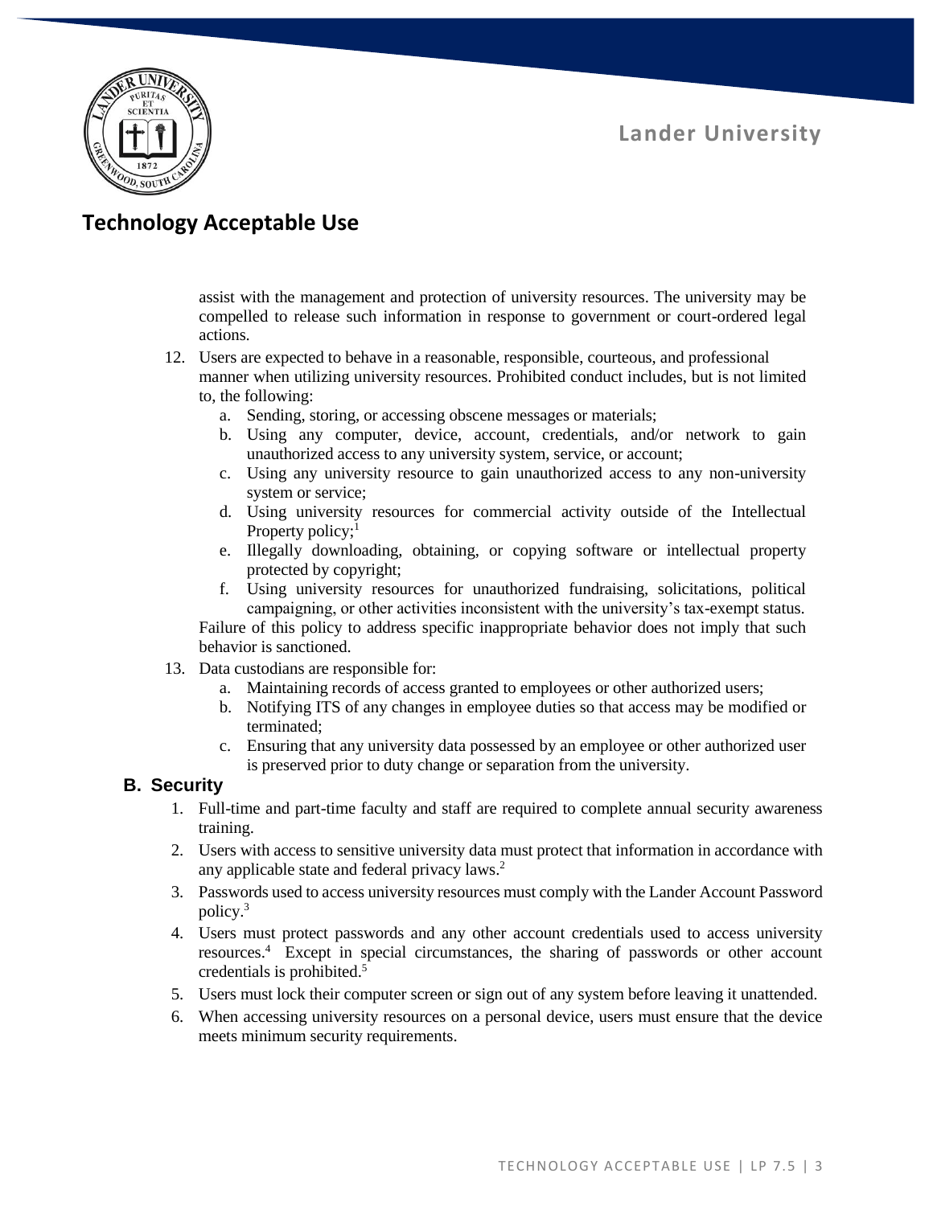assist with the management and protection of university resources. The university may be compelled to release such information in response to government or court-ordered legal actions.

12. Users are expected to behave in a reasonable, responsible, courteous, and professional manner when utilizing university resources. Prohibited conduct includes, but is not limited to, the following:
    a. Sending, storing, or accessing obscene messages or materials;
    b. Using any computer, device, account, credentials, and/or network to gain unauthorized access to any university system, service, or account;
    c. Using any university resource to gain unauthorized access to any non-university system or service;
    d. Using university resources for commercial activity outside of the Intellectual Property policy;[1]
    e. Illegally downloading, obtaining, or copying software or intellectual property protected by copyright;
    f. Using university resources for unauthorized fundraising, solicitations, political campaigning, or other activities inconsistent with the university's tax-exempt status.

    Failure of this policy to address specific inappropriate behavior does not imply that such behavior is sanctioned.
13. Data custodians are responsible for:
    a. Maintaining records of access granted to employees or other authorized users;
    b. Notifying ITS of any changes in employee duties so that access may be modified or terminated;
    c. Ensuring that any university data possessed by an employee or other authorized user is preserved prior to duty change or separation from the university.

### B. Security

1. Full-time and part-time faculty and staff are required to complete annual security awareness training.
2. Users with access to sensitive university data must protect that information in accordance with any applicable state and federal privacy laws.[2]
3. Passwords used to access university resources must comply with the Lander Account Password policy.[3]
4. Users must protect passwords and any other account credentials used to access university resources.[4] Except in special circumstances, the sharing of passwords or other account credentials is prohibited.[5]
5. Users must lock their computer screen or sign out of any system before leaving it unattended.
6. When accessing university resources on a personal device, users must ensure that the device meets minimum security requirements.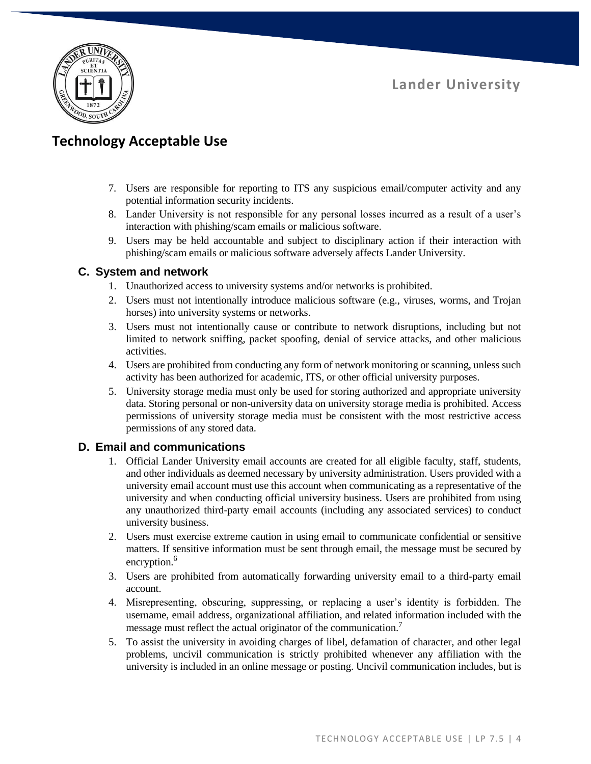7. Users are responsible for reporting to ITS any suspicious email/computer activity and any potential information security incidents.
8. Lander University is not responsible for any personal losses incurred as a result of a user's interaction with phishing/scam emails or malicious software.
9. Users may be held accountable and subject to disciplinary action if their interaction with phishing/scam emails or malicious software adversely affects Lander University.

### C. System and network

1. Unauthorized access to university systems and/or networks is prohibited.
2. Users must not intentionally introduce malicious software (e.g., viruses, worms, and Trojan horses) into university systems or networks.
3. Users must not intentionally cause or contribute to network disruptions, including but not limited to network sniffing, packet spoofing, denial of service attacks, and other malicious activities.
4. Users are prohibited from conducting any form of network monitoring or scanning, unless such activity has been authorized for academic, ITS, or other official university purposes.
5. University storage media must only be used for storing authorized and appropriate university data. Storing personal or non-university data on university storage media is prohibited. Access permissions of university storage media must be consistent with the most restrictive access permissions of any stored data.

### D. Email and communications

1. Official Lander University email accounts are created for all eligible faculty, staff, students, and other individuals as deemed necessary by university administration. Users provided with a university email account must use this account when communicating as a representative of the university and when conducting official university business. Users are prohibited from using any unauthorized third-party email accounts (including any associated services) to conduct university business.
2. Users must exercise extreme caution in using email to communicate confidential or sensitive matters. If sensitive information must be sent through email, the message must be secured by encryption.[6]
3. Users are prohibited from automatically forwarding university email to a third-party email account.
4. Misrepresenting, obscuring, suppressing, or replacing a user's identity is forbidden. The username, email address, organizational affiliation, and related information included with the message must reflect the actual originator of the communication.[7]
5. To assist the university in avoiding charges of libel, defamation of character, and other legal problems, uncivil communication is strictly prohibited whenever any affiliation with the university is included in an online message or posting. Uncivil communication includes, but is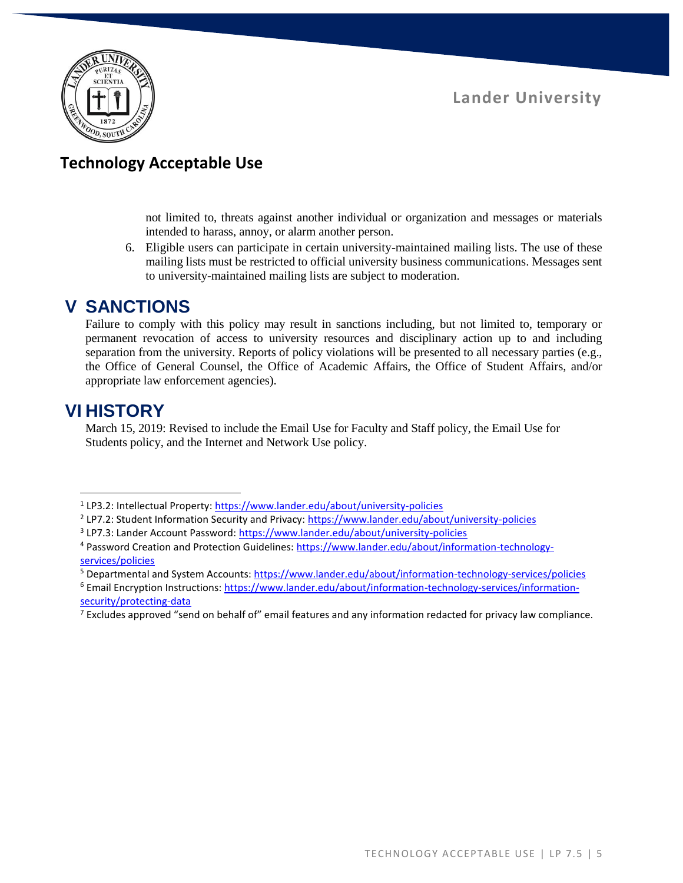not limited to, threats against another individual or organization and messages or materials intended to harass, annoy, or alarm another person.

6. Eligible users can participate in certain university-maintained mailing lists. The use of these mailing lists must be restricted to official university business communications. Messages sent to university-maintained mailing lists are subject to moderation.

## V SANCTIONS

Failure to comply with this policy may result in sanctions including, but not limited to, temporary or permanent revocation of access to university resources and disciplinary action up to and including separation from the university. Reports of policy violations will be presented to all necessary parties (e.g., the Office of General Counsel, the Office of Academic Affairs, the Office of Student Affairs, and/or appropriate law enforcement agencies).

## VI HISTORY

March 15, 2019: Revised to include the Email Use for Faculty and Staff policy, the Email Use for Students policy, and the Internet and Network Use policy.

---

[1] LP3.2: Intellectual Property: https://www.lander.edu/about/university-policies

[2] LP7.2: Student Information Security and Privacy: https://www.lander.edu/about/university-policies

[3] LP7.3: Lander Account Password: https://www.lander.edu/about/university-policies

[4] Password Creation and Protection Guidelines: https://www.lander.edu/about/information-technology-services/policies

[5] Departmental and System Accounts: https://www.lander.edu/about/information-technology-services/policies

[6] Email Encryption Instructions: https://www.lander.edu/about/information-technology-services/information-security/protecting-data

[7] Excludes approved "send on behalf of" email features and any information redacted for privacy law compliance.